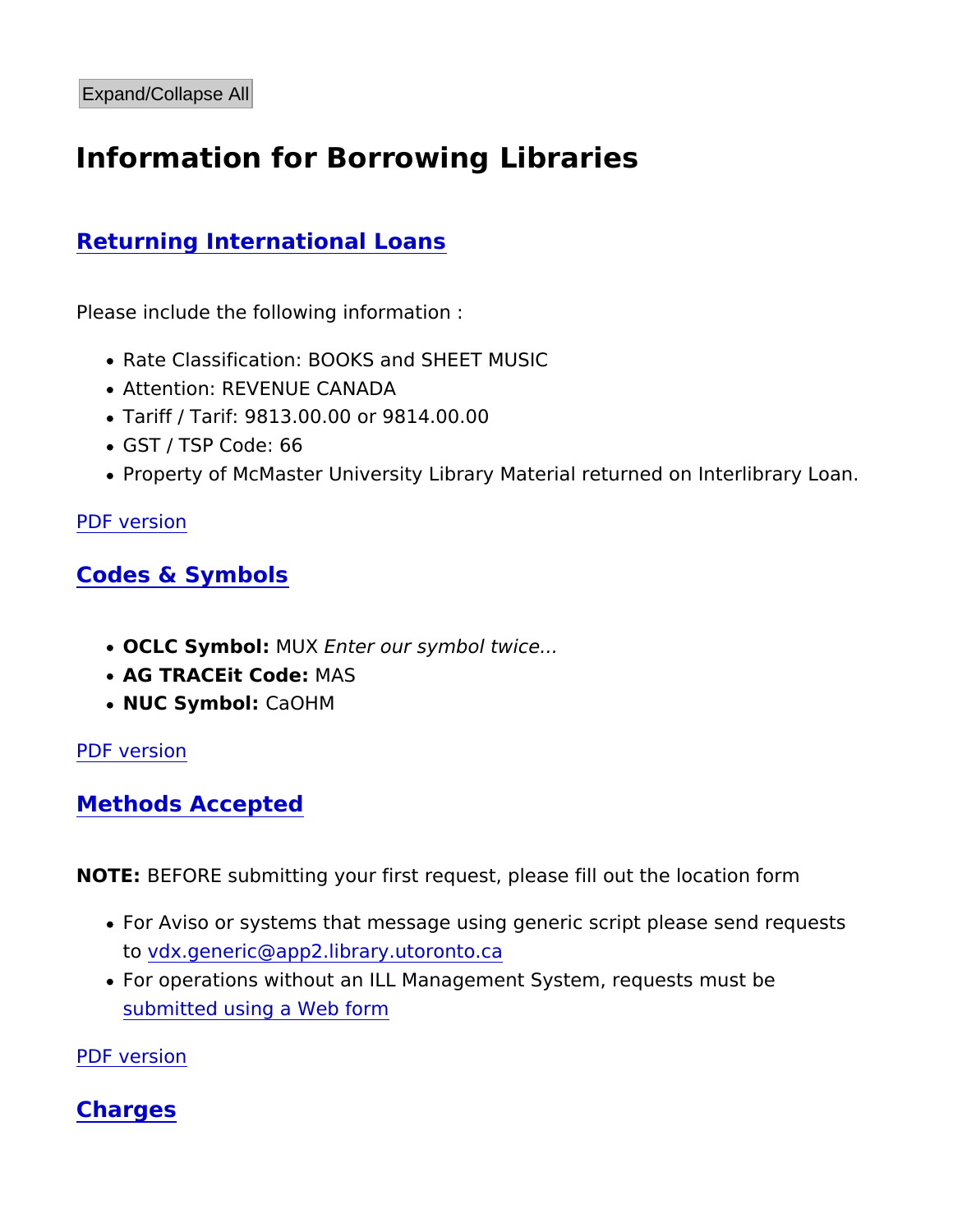Expand/Collapse All

# Information for Borrowing Libraries

## Returning International Loans

Please include the following information :

- Rate Classification: BOOKS and SHEET MUSIC
- Attention: REVENUE CANADA
- Tariff / Tarif: 9813.00.00 or 9814.00.00
- GST / TSP Code: 66
- Property of McMaster University Library Material returned on Interlibrary Loan.

PDF version

## Codes & Symbols

- **OCLC Symbol:** MUX *Enter our symbol twice...*
- **AG TRACEit Code:** MAS
- **NUC Symbol:** CaOHM

PDF version

## Methods Accepted

**NOTE:** BEFORE submitting your first request, please fill out the location form

- For Aviso or systems that message using generic script please send requests to vdx.generic@app2.library.utoronto.ca
- For operations without an ILL Management System, requests must be submitted using a Web form

PDF version

## Charges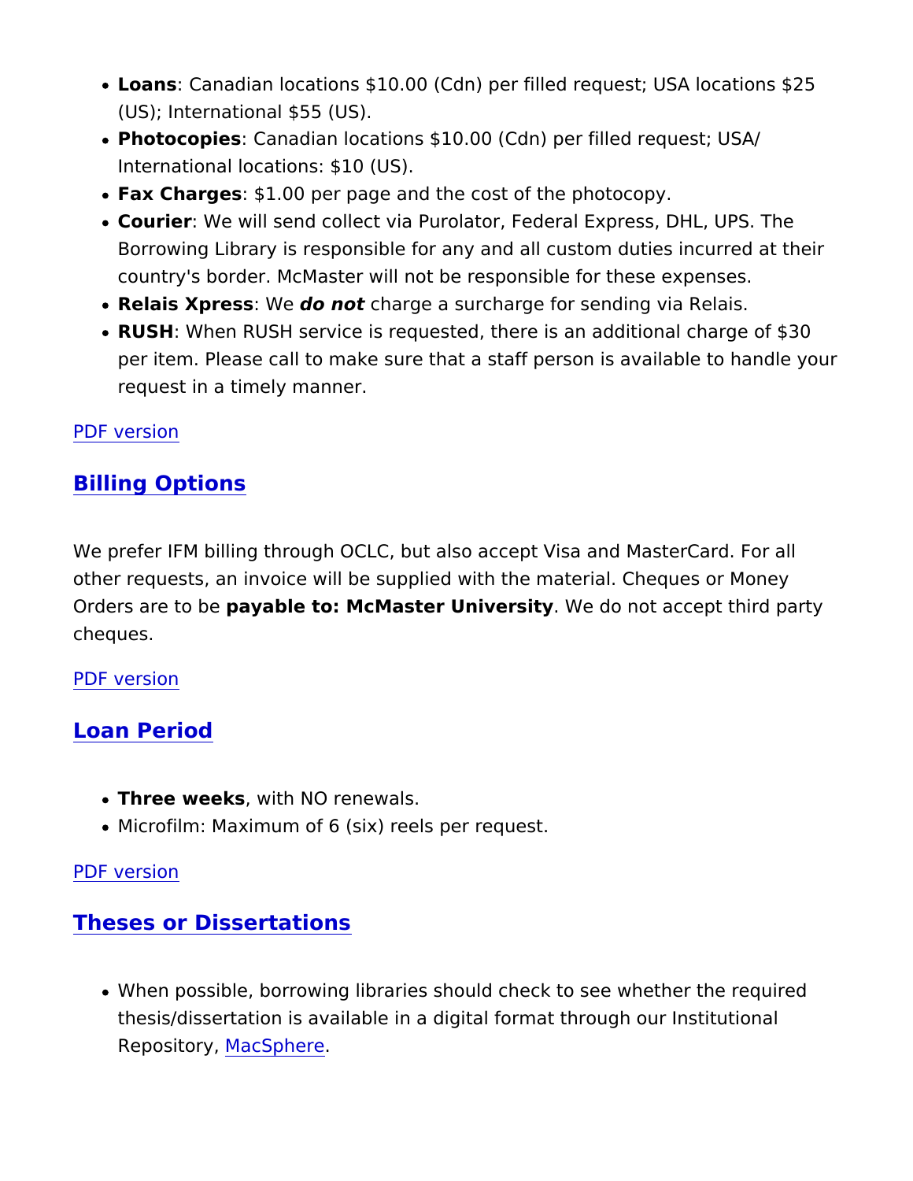- **Loans**: Canadian locations $10.00 (Cdn) per filled request; USA locations $25 (US); International $55 (US).
- **Photocopies**: Canadian locations $10.00 (Cdn) per filled request; USA/ International locations: $10 (US).
- **Fax Charges**: $1.00 per page and the cost of the photocopy.
- **Courier**: We will send collect via Purolator, Federal Express, DHL, UPS. The Borrowing Library is responsible for any and all custom duties incurred at their country's border. McMaster will not be responsible for these expenses.
- **Relais Xpress**: We *do not* charge a surcharge for sending via Relais.
- **RUSH**: When RUSH service is requested, there is an additional charge of $30 per item. Please call to make sure that a staff person is available to handle your request in a timely manner.

PDF version

## Billing Options

We prefer IFM billing through OCLC, but also accept Visa and MasterCard. For all other requests, an invoice will be supplied with the material. Cheques or Money Orders are to be **payable to: McMaster University**. We do not accept third party cheques.

PDF version

## Loan Period

- **Three weeks**, with NO renewals.
- Microfilm: Maximum of 6 (six) reels per request.

PDF version

## Theses or Dissertations

- When possible, borrowing libraries should check to see whether the required thesis/dissertation is available in a digital format through our Institutional Repository, MacSphere.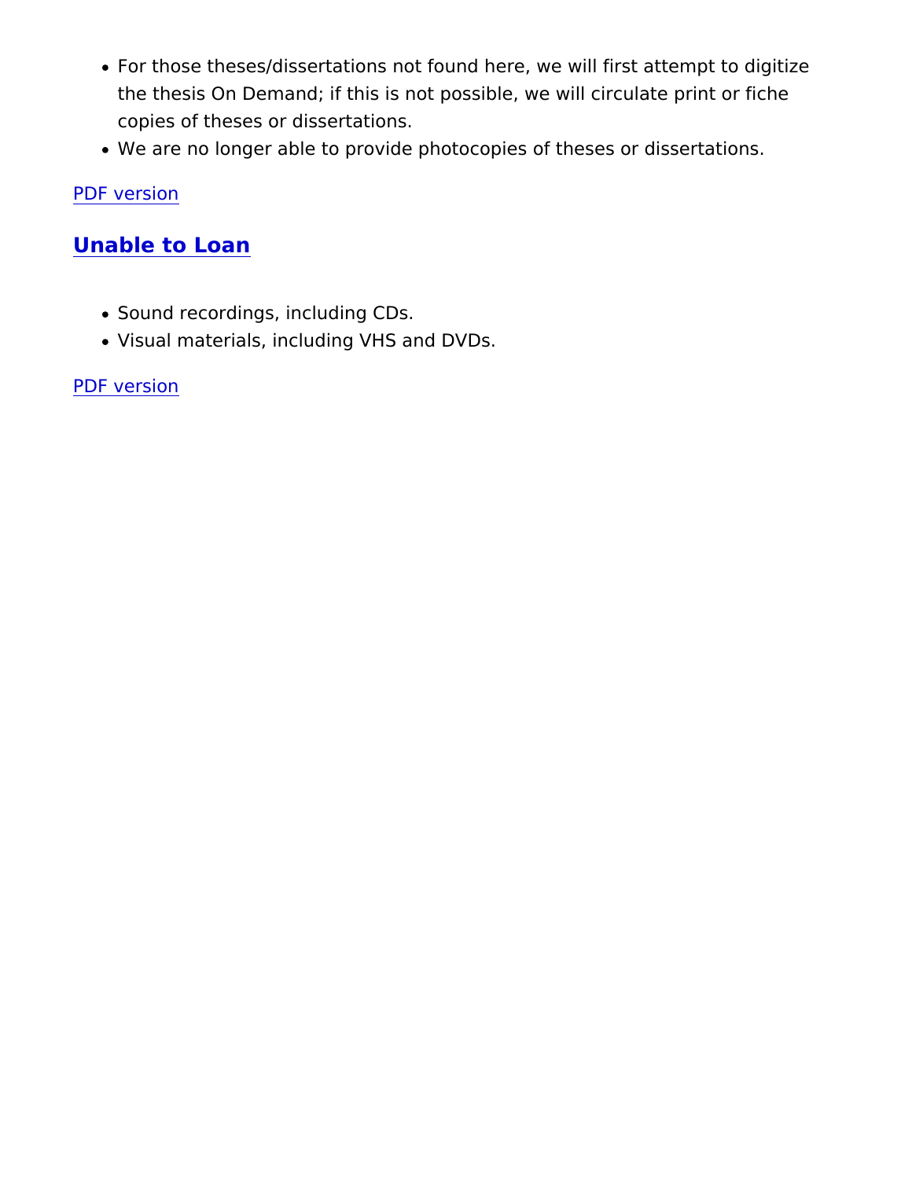- For those theses/dissertations not found here, we will first attempt to digitize the thesis On Demand; if this is not possible, we will circulate print or fiche copies of theses or dissertations.
- We are no longer able to provide photocopies of theses or dissertations.

PDF version

## Unable to Loan

- Sound recordings, including CDs.
- Visual materials, including VHS and DVDs.

PDF version